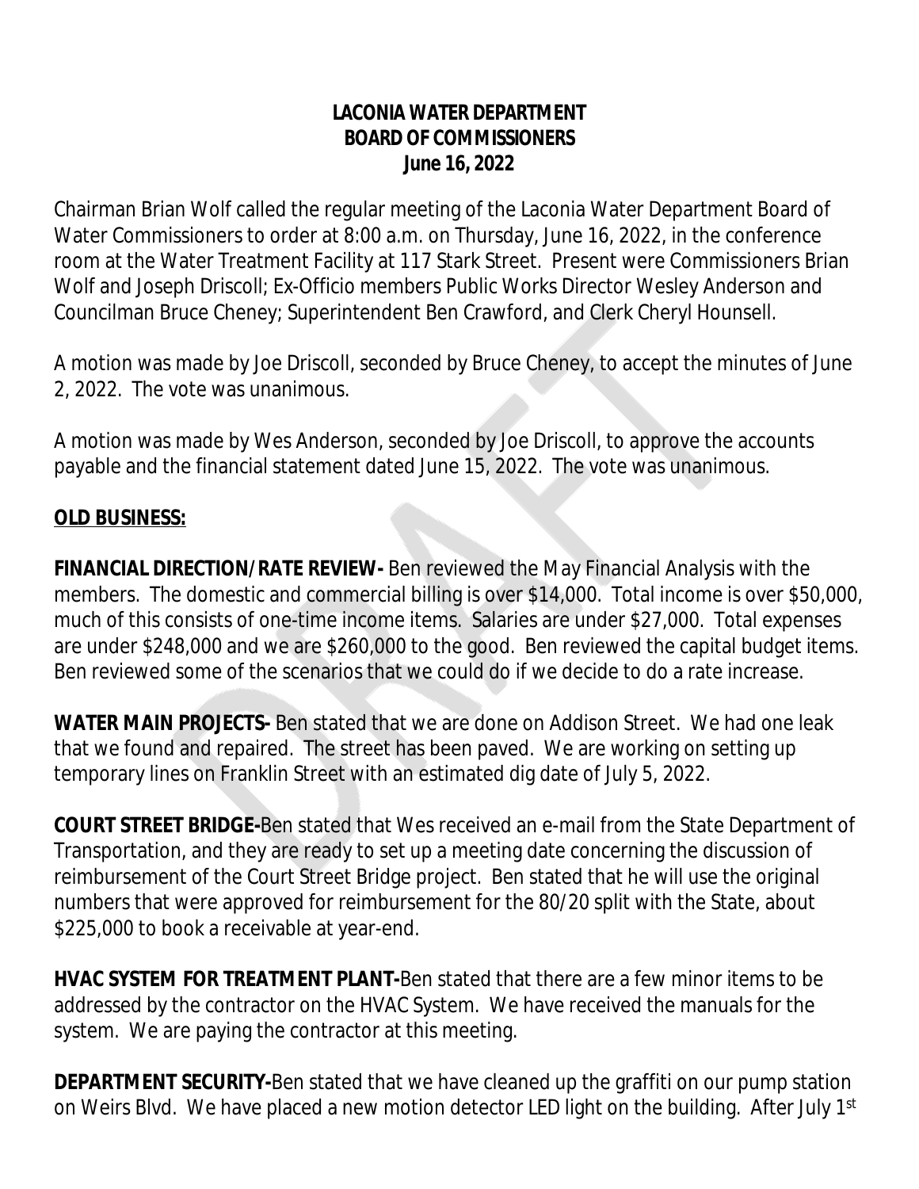**LACONIA WATER DEPARTMENT**
**BOARD OF COMMISSIONERS**
**June 16, 2022**

Chairman Brian Wolf called the regular meeting of the Laconia Water Department Board of Water Commissioners to order at 8:00 a.m. on Thursday, June 16, 2022, in the conference room at the Water Treatment Facility at 117 Stark Street. Present were Commissioners Brian Wolf and Joseph Driscoll; Ex-Officio members Public Works Director Wesley Anderson and Councilman Bruce Cheney; Superintendent Ben Crawford, and Clerk Cheryl Hounsell.

A motion was made by Joe Driscoll, seconded by Bruce Cheney, to accept the minutes of June 2, 2022. The vote was unanimous.

A motion was made by Wes Anderson, seconded by Joe Driscoll, to approve the accounts payable and the financial statement dated June 15, 2022. The vote was unanimous.

## OLD BUSINESS:

**FINANCIAL DIRECTION/RATE REVIEW-** Ben reviewed the May Financial Analysis with the members. The domestic and commercial billing is over $14,000. Total income is over $50,000, much of this consists of one-time income items. Salaries are under $27,000. Total expenses are under $248,000 and we are $260,000 to the good. Ben reviewed the capital budget items. Ben reviewed some of the scenarios that we could do if we decide to do a rate increase.

**WATER MAIN PROJECTS-** Ben stated that we are done on Addison Street. We had one leak that we found and repaired. The street has been paved. We are working on setting up temporary lines on Franklin Street with an estimated dig date of July 5, 2022.

**COURT STREET BRIDGE-**Ben stated that Wes received an e-mail from the State Department of Transportation, and they are ready to set up a meeting date concerning the discussion of reimbursement of the Court Street Bridge project. Ben stated that he will use the original numbers that were approved for reimbursement for the 80/20 split with the State, about $225,000 to book a receivable at year-end.

**HVAC SYSTEM FOR TREATMENT PLANT-**Ben stated that there are a few minor items to be addressed by the contractor on the HVAC System. We have received the manuals for the system. We are paying the contractor at this meeting.

**DEPARTMENT SECURITY-**Ben stated that we have cleaned up the graffiti on our pump station on Weirs Blvd. We have placed a new motion detector LED light on the building. After July 1st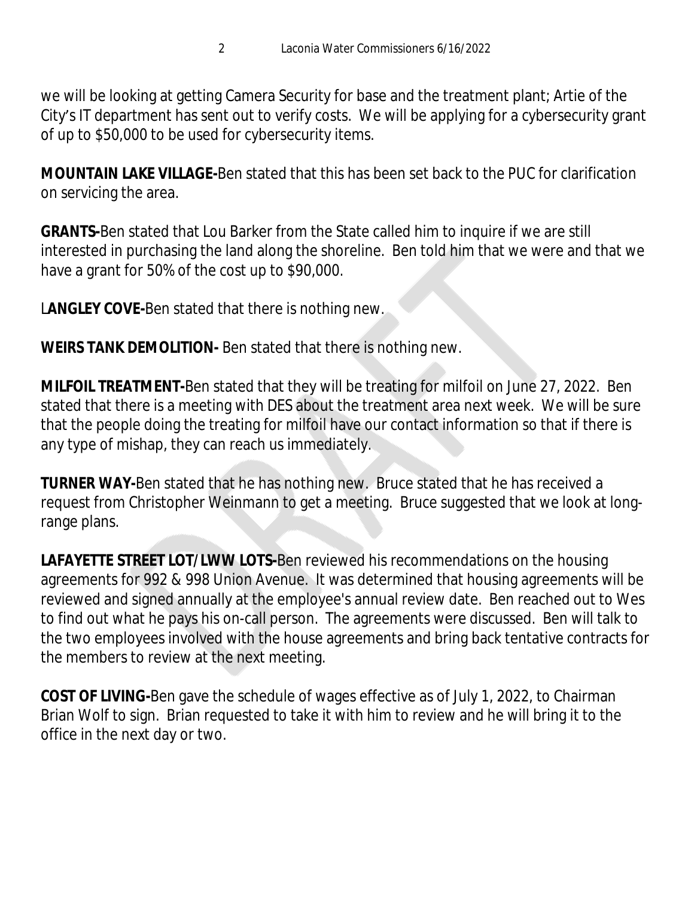we will be looking at getting Camera Security for base and the treatment plant; Artie of the City's IT department has sent out to verify costs. We will be applying for a cybersecurity grant of up to $50,000 to be used for cybersecurity items.

**MOUNTAIN LAKE VILLAGE-**Ben stated that this has been set back to the PUC for clarification on servicing the area.

**GRANTS-**Ben stated that Lou Barker from the State called him to inquire if we are still interested in purchasing the land along the shoreline. Ben told him that we were and that we have a grant for 50% of the cost up to $90,000.

L**ANGLEY COVE-**Ben stated that there is nothing new.

**WEIRS TANK DEMOLITION-** Ben stated that there is nothing new.

**MILFOIL TREATMENT-**Ben stated that they will be treating for milfoil on June 27, 2022. Ben stated that there is a meeting with DES about the treatment area next week. We will be sure that the people doing the treating for milfoil have our contact information so that if there is any type of mishap, they can reach us immediately.

**TURNER WAY-**Ben stated that he has nothing new. Bruce stated that he has received a request from Christopher Weinmann to get a meeting. Bruce suggested that we look at long-range plans.

**LAFAYETTE STREET LOT/LWW LOTS-**Ben reviewed his recommendations on the housing agreements for 992 & 998 Union Avenue. It was determined that housing agreements will be reviewed and signed annually at the employee's annual review date. Ben reached out to Wes to find out what he pays his on-call person. The agreements were discussed. Ben will talk to the two employees involved with the house agreements and bring back tentative contracts for the members to review at the next meeting.

**COST OF LIVING-**Ben gave the schedule of wages effective as of July 1, 2022, to Chairman Brian Wolf to sign. Brian requested to take it with him to review and he will bring it to the office in the next day or two.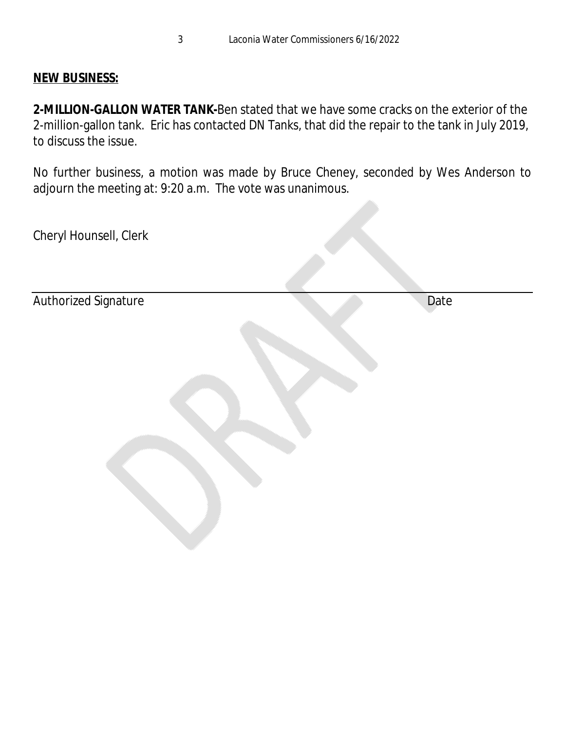**NEW BUSINESS:**

**2-MILLION-GALLON WATER TANK-**Ben stated that we have some cracks on the exterior of the 2-million-gallon tank. Eric has contacted DN Tanks, that did the repair to the tank in July 2019, to discuss the issue.

No further business, a motion was made by Bruce Cheney, seconded by Wes Anderson to adjourn the meeting at: 9:20 a.m. The vote was unanimous.

Cheryl Hounsell, Clerk

---

Authorized Signature                                        Date

DRAFT